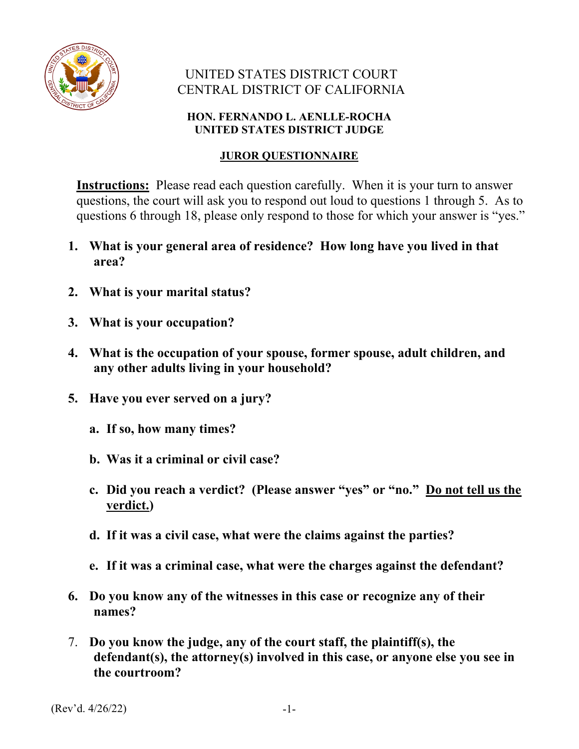UNITED STATES DISTRICT COURT
CENTRAL DISTRICT OF CALIFORNIA

**HON. FERNANDO L. AENLLE-ROCHA**
**UNITED STATES DISTRICT JUDGE**

## JUROR QUESTIONNAIRE

**Instructions:** Please read each question carefully. When it is your turn to answer questions, the court will ask you to respond out loud to questions 1 through 5. As to questions 6 through 18, please only respond to those for which your answer is "yes."

1. **What is your general area of residence? How long have you lived in that area?**

2. **What is your marital status?**

3. **What is your occupation?**

4. **What is the occupation of your spouse, former spouse, adult children, and any other adults living in your household?**

5. **Have you ever served on a jury?**

   a. **If so, how many times?**

   b. **Was it a criminal or civil case?**

   c. **Did you reach a verdict? (Please answer "yes" or "no." Do not tell us the verdict.)**

   d. **If it was a civil case, what were the claims against the parties?**

   e. **If it was a criminal case, what were the charges against the defendant?**

6. **Do you know any of the witnesses in this case or recognize any of their names?**

7. **Do you know the judge, any of the court staff, the plaintiff(s), the defendant(s), the attorney(s) involved in this case, or anyone else you see in the courtroom?**

(Rev'd. 4/26/22)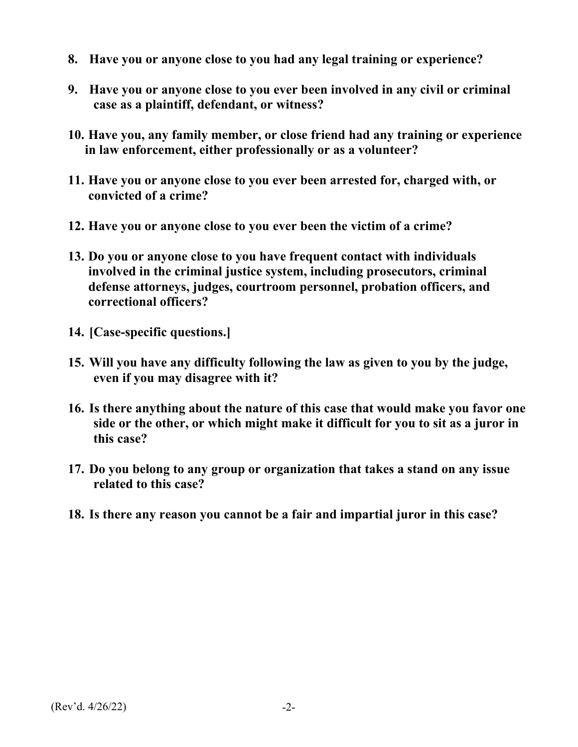**8. Have you or anyone close to you had any legal training or experience?**

**9. Have you or anyone close to you ever been involved in any civil or criminal case as a plaintiff, defendant, or witness?**

**10. Have you, any family member, or close friend had any training or experience in law enforcement, either professionally or as a volunteer?**

**11. Have you or anyone close to you ever been arrested for, charged with, or convicted of a crime?**

**12. Have you or anyone close to you ever been the victim of a crime?**

**13. Do you or anyone close to you have frequent contact with individuals involved in the criminal justice system, including prosecutors, criminal defense attorneys, judges, courtroom personnel, probation officers, and correctional officers?**

**14. [Case-specific questions.]**

**15. Will you have any difficulty following the law as given to you by the judge, even if you may disagree with it?**

**16. Is there anything about the nature of this case that would make you favor one side or the other, or which might make it difficult for you to sit as a juror in this case?**

**17. Do you belong to any group or organization that takes a stand on any issue related to this case?**

**18. Is there any reason you cannot be a fair and impartial juror in this case?**

(Rev'd. 4/26/22)